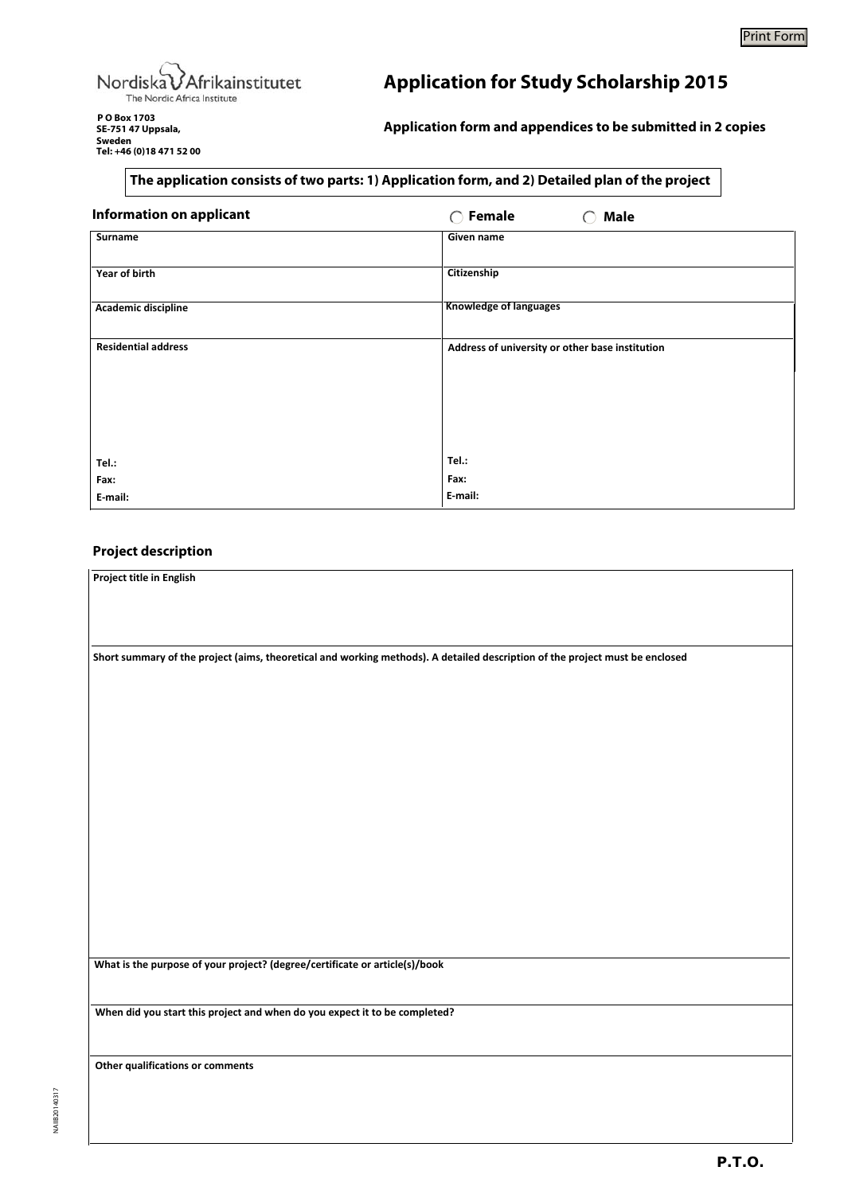Print Form

Nordiska Afrikainstitutet
The Nordic Africa Institute

P O Box 1703
SE-751 47 Uppsala,
Sweden
Tel: +46 (0)18 471 52 00

# Application for Study Scholarship 2015

**Application form and appendices to be submitted in 2 copies**

**The application consists of two parts: 1) Application form, and 2) Detailed plan of the project**

## Information on applicant

◯ Female ◯ Male

| Surname | Given name |
|---|---|
| Year of birth | Citizenship |
| Academic discipline | Knowledge of languages |
| Residential address<br><br>Tel.:<br>Fax:<br>E-mail: | Address of university or other base institution<br><br>Tel.:<br>Fax:<br>E-mail: |

## Project description

| Project title in English |
|---|
| Short summary of the project (aims, theoretical and working methods). A detailed description of the project must be enclosed |
| What is the purpose of your project? (degree/certificate or article(s)/book |
| When did you start this project and when do you expect it to be completed? |
| Other qualifications or comments |

NAIB20140317

**P.T.O.**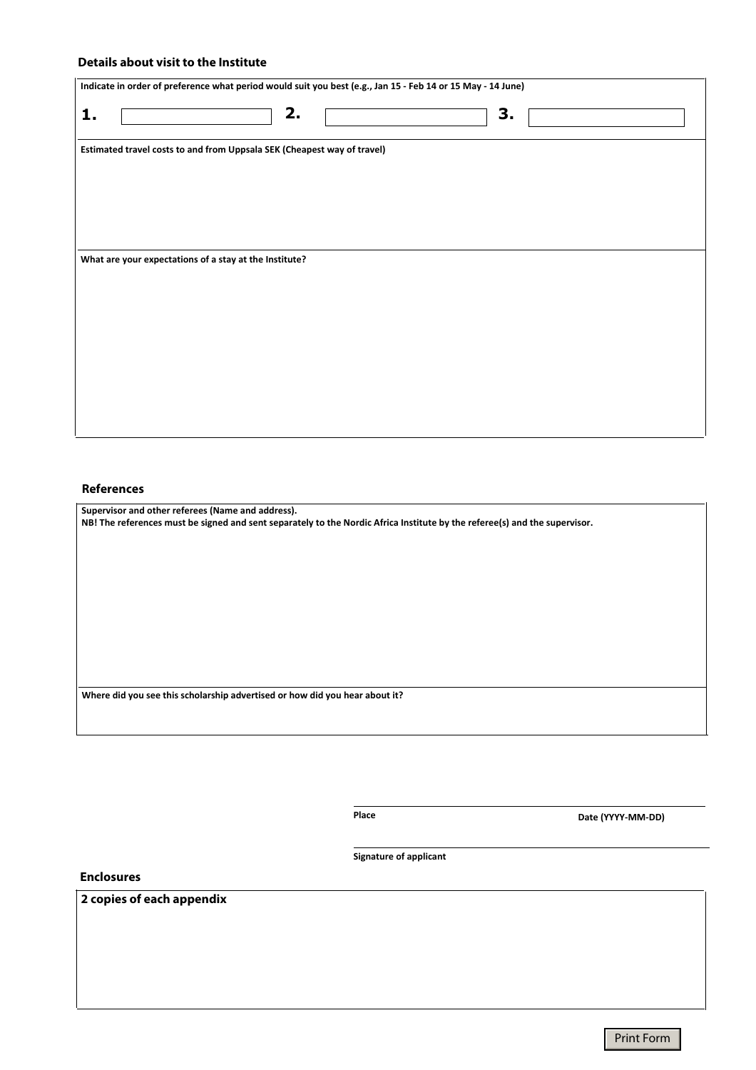### Details about visit to the Institute

**Indicate in order of preference what period would suit you best (e.g., Jan 15 - Feb 14 or 15 May - 14 June)**

**1.** ______ **2.** ______ **3.** ______

**Estimated travel costs to and from Uppsala SEK (Cheapest way of travel)**

**What are your expectations of a stay at the Institute?**

### References

**Supervisor and other referees (Name and address).**
**NB! The references must be signed and sent separately to the Nordic Africa Institute by the referee(s) and the supervisor.**

**Where did you see this scholarship advertised or how did you hear about it?**

**Place** **Date (YYYY-MM-DD)**

**Signature of applicant**

### Enclosures

**2 copies of each appendix**

Print Form